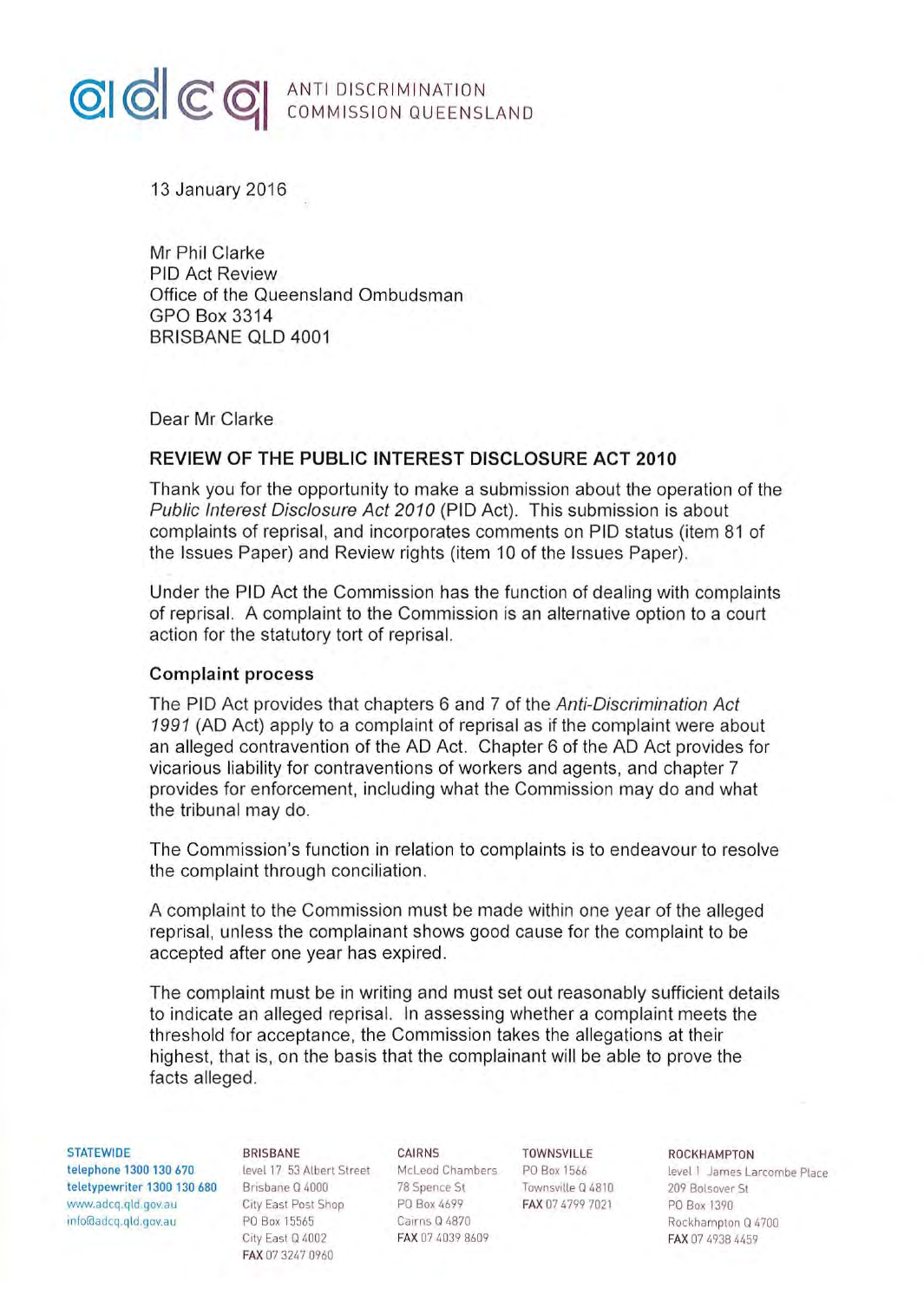ANTI DISCRIMINATION COMMISSION QUEENSLAND

13 January 2016

Mr Phil Clarke
PID Act Review
Office of the Queensland Ombudsman
GPO Box 3314
BRISBANE QLD 4001

Dear Mr Clarke

**REVIEW OF THE PUBLIC INTEREST DISCLOSURE ACT 2010**

Thank you for the opportunity to make a submission about the operation of the *Public Interest Disclosure Act 2010* (PID Act). This submission is about complaints of reprisal, and incorporates comments on PID status (item 81 of the Issues Paper) and Review rights (item 10 of the Issues Paper).

Under the PID Act the Commission has the function of dealing with complaints of reprisal. A complaint to the Commission is an alternative option to a court action for the statutory tort of reprisal.

**Complaint process**

The PID Act provides that chapters 6 and 7 of the *Anti-Discrimination Act 1991* (AD Act) apply to a complaint of reprisal as if the complaint were about an alleged contravention of the AD Act. Chapter 6 of the AD Act provides for vicarious liability for contraventions of workers and agents, and chapter 7 provides for enforcement, including what the Commission may do and what the tribunal may do.

The Commission's function in relation to complaints is to endeavour to resolve the complaint through conciliation.

A complaint to the Commission must be made within one year of the alleged reprisal, unless the complainant shows good cause for the complaint to be accepted after one year has expired.

The complaint must be in writing and must set out reasonably sufficient details to indicate an alleged reprisal. In assessing whether a complaint meets the threshold for acceptance, the Commission takes the allegations at their highest, that is, on the basis that the complainant will be able to prove the facts alleged.

**STATEWIDE**
telephone 1300 130 670
teletypewriter 1300 130 680
www.adcq.qld.gov.au
info@adcq.qld.gov.au

**BRISBANE**
level 17 53 Albert Street
Brisbane Q 4000
City East Post Shop
PO Box 15565
City East Q 4002
FAX 07 3247 0960

**CAIRNS**
McLeod Chambers
78 Spence St
PO Box 4699
Cairns Q 4870
FAX 07 4039 8609

**TOWNSVILLE**
PO Box 1566
Townsville Q 4810
FAX 07 4799 7021

**ROCKHAMPTON**
level 1 James Larcombe Place
209 Bolsover St
PO Box 1390
Rockhampton Q 4700
FAX 07 4938 4459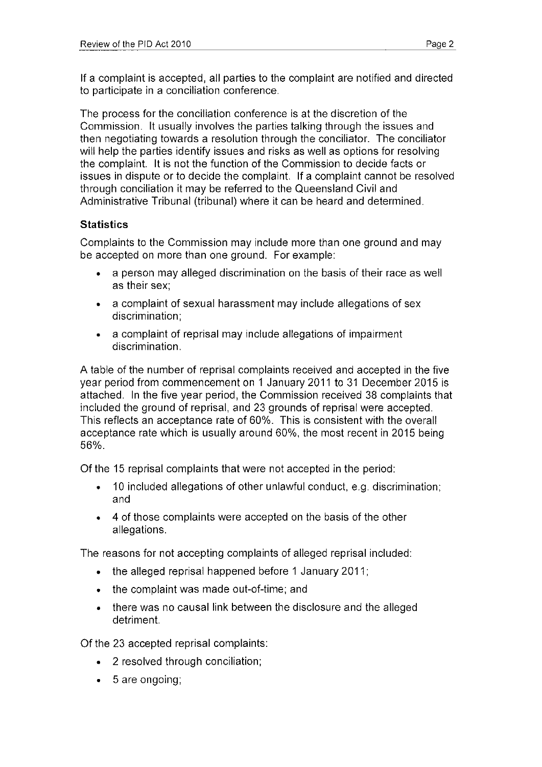If a complaint is accepted, all parties to the complaint are notified and directed to participate in a conciliation conference.

The process for the conciliation conference is at the discretion of the Commission. It usually involves the parties talking through the issues and then negotiating towards a resolution through the conciliator. The conciliator will help the parties identify issues and risks as well as options for resolving the complaint. It is not the function of the Commission to decide facts or issues in dispute or to decide the complaint. If a complaint cannot be resolved through conciliation it may be referred to the Queensland Civil and Administrative Tribunal (tribunal) where it can be heard and determined.

**Statistics**

Complaints to the Commission may include more than one ground and may be accepted on more than one ground. For example:

- a person may alleged discrimination on the basis of their race as well as their sex;
- a complaint of sexual harassment may include allegations of sex discrimination;
- a complaint of reprisal may include allegations of impairment discrimination.

A table of the number of reprisal complaints received and accepted in the five year period from commencement on 1 January 2011 to 31 December 2015 is attached. In the five year period, the Commission received 38 complaints that included the ground of reprisal, and 23 grounds of reprisal were accepted. This reflects an acceptance rate of 60%. This is consistent with the overall acceptance rate which is usually around 60%, the most recent in 2015 being 56%.

Of the 15 reprisal complaints that were not accepted in the period:

- 10 included allegations of other unlawful conduct, e.g. discrimination; and
- 4 of those complaints were accepted on the basis of the other allegations.

The reasons for not accepting complaints of alleged reprisal included:

- the alleged reprisal happened before 1 January 2011;
- the complaint was made out-of-time; and
- there was no causal link between the disclosure and the alleged detriment.

Of the 23 accepted reprisal complaints:

- 2 resolved through conciliation;
- 5 are ongoing;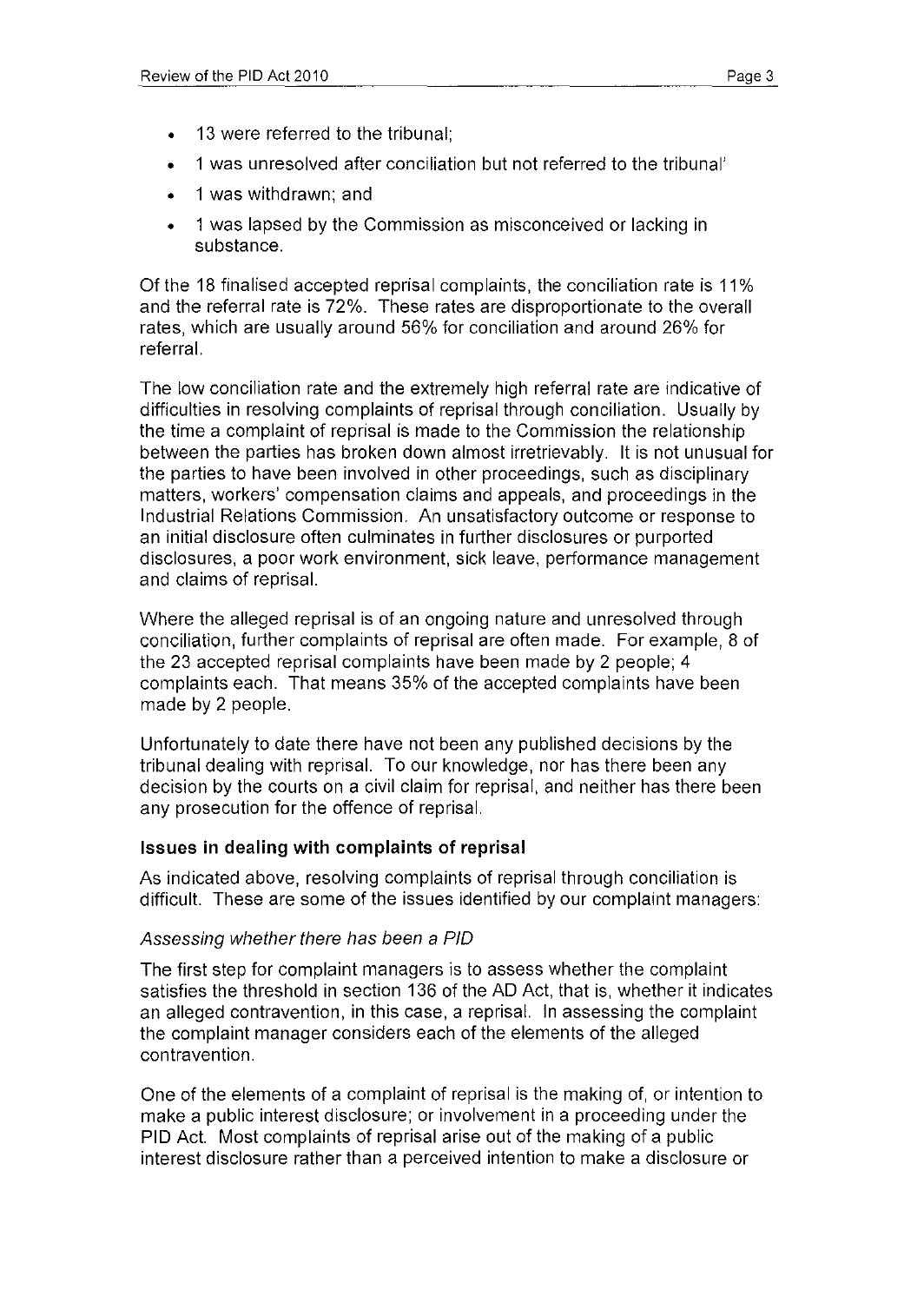- 13 were referred to the tribunal;
- 1 was unresolved after conciliation but not referred to the tribunal'
- 1 was withdrawn; and
- 1 was lapsed by the Commission as misconceived or lacking in substance.

Of the 18 finalised accepted reprisal complaints, the conciliation rate is 11% and the referral rate is 72%. These rates are disproportionate to the overall rates, which are usually around 56% for conciliation and around 26% for referral.

The low conciliation rate and the extremely high referral rate are indicative of difficulties in resolving complaints of reprisal through conciliation. Usually by the time a complaint of reprisal is made to the Commission the relationship between the parties has broken down almost irretrievably. It is not unusual for the parties to have been involved in other proceedings, such as disciplinary matters, workers' compensation claims and appeals, and proceedings in the Industrial Relations Commission. An unsatisfactory outcome or response to an initial disclosure often culminates in further disclosures or purported disclosures, a poor work environment, sick leave, performance management and claims of reprisal.

Where the alleged reprisal is of an ongoing nature and unresolved through conciliation, further complaints of reprisal are often made. For example, 8 of the 23 accepted reprisal complaints have been made by 2 people; 4 complaints each. That means 35% of the accepted complaints have been made by 2 people.

Unfortunately to date there have not been any published decisions by the tribunal dealing with reprisal. To our knowledge, nor has there been any decision by the courts on a civil claim for reprisal, and neither has there been any prosecution for the offence of reprisal.

**Issues in dealing with complaints of reprisal**

As indicated above, resolving complaints of reprisal through conciliation is difficult. These are some of the issues identified by our complaint managers:

*Assessing whether there has been a PID*

The first step for complaint managers is to assess whether the complaint satisfies the threshold in section 136 of the AD Act, that is, whether it indicates an alleged contravention, in this case, a reprisal. In assessing the complaint the complaint manager considers each of the elements of the alleged contravention.

One of the elements of a complaint of reprisal is the making of, or intention to make a public interest disclosure; or involvement in a proceeding under the PID Act. Most complaints of reprisal arise out of the making of a public interest disclosure rather than a perceived intention to make a disclosure or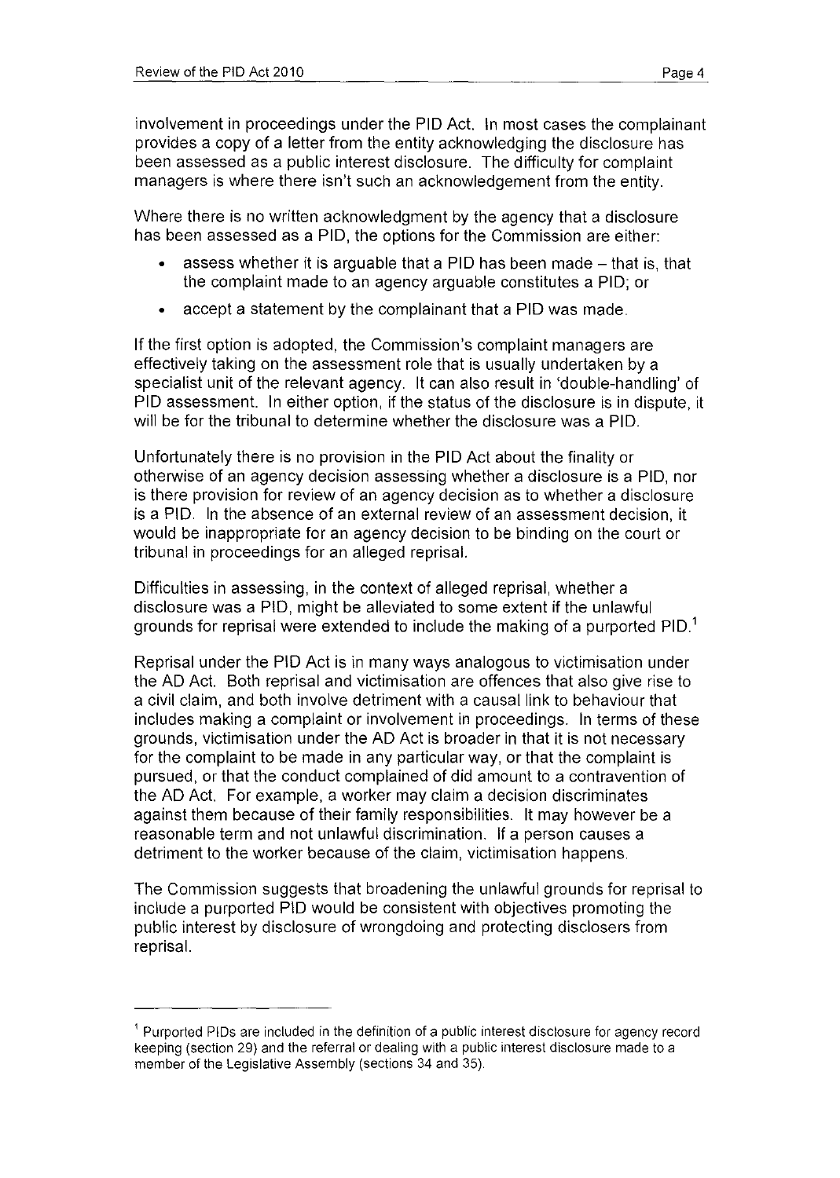involvement in proceedings under the PID Act. In most cases the complainant provides a copy of a letter from the entity acknowledging the disclosure has been assessed as a public interest disclosure. The difficulty for complaint managers is where there isn't such an acknowledgement from the entity.

Where there is no written acknowledgment by the agency that a disclosure has been assessed as a PID, the options for the Commission are either:

- assess whether it is arguable that a PID has been made – that is, that the complaint made to an agency arguable constitutes a PID; or
- accept a statement by the complainant that a PID was made.

If the first option is adopted, the Commission's complaint managers are effectively taking on the assessment role that is usually undertaken by a specialist unit of the relevant agency. It can also result in 'double-handling' of PID assessment. In either option, if the status of the disclosure is in dispute, it will be for the tribunal to determine whether the disclosure was a PID.

Unfortunately there is no provision in the PID Act about the finality or otherwise of an agency decision assessing whether a disclosure is a PID, nor is there provision for review of an agency decision as to whether a disclosure is a PID. In the absence of an external review of an assessment decision, it would be inappropriate for an agency decision to be binding on the court or tribunal in proceedings for an alleged reprisal.

Difficulties in assessing, in the context of alleged reprisal, whether a disclosure was a PID, might be alleviated to some extent if the unlawful grounds for reprisal were extended to include the making of a purported PID.[1]

Reprisal under the PID Act is in many ways analogous to victimisation under the AD Act. Both reprisal and victimisation are offences that also give rise to a civil claim, and both involve detriment with a causal link to behaviour that includes making a complaint or involvement in proceedings. In terms of these grounds, victimisation under the AD Act is broader in that it is not necessary for the complaint to be made in any particular way, or that the complaint is pursued, or that the conduct complained of did amount to a contravention of the AD Act. For example, a worker may claim a decision discriminates against them because of their family responsibilities. It may however be a reasonable term and not unlawful discrimination. If a person causes a detriment to the worker because of the claim, victimisation happens.

The Commission suggests that broadening the unlawful grounds for reprisal to include a purported PID would be consistent with objectives promoting the public interest by disclosure of wrongdoing and protecting disclosers from reprisal.

---

[1] Purported PIDs are included in the definition of a public interest disclosure for agency record keeping (section 29) and the referral or dealing with a public interest disclosure made to a member of the Legislative Assembly (sections 34 and 35).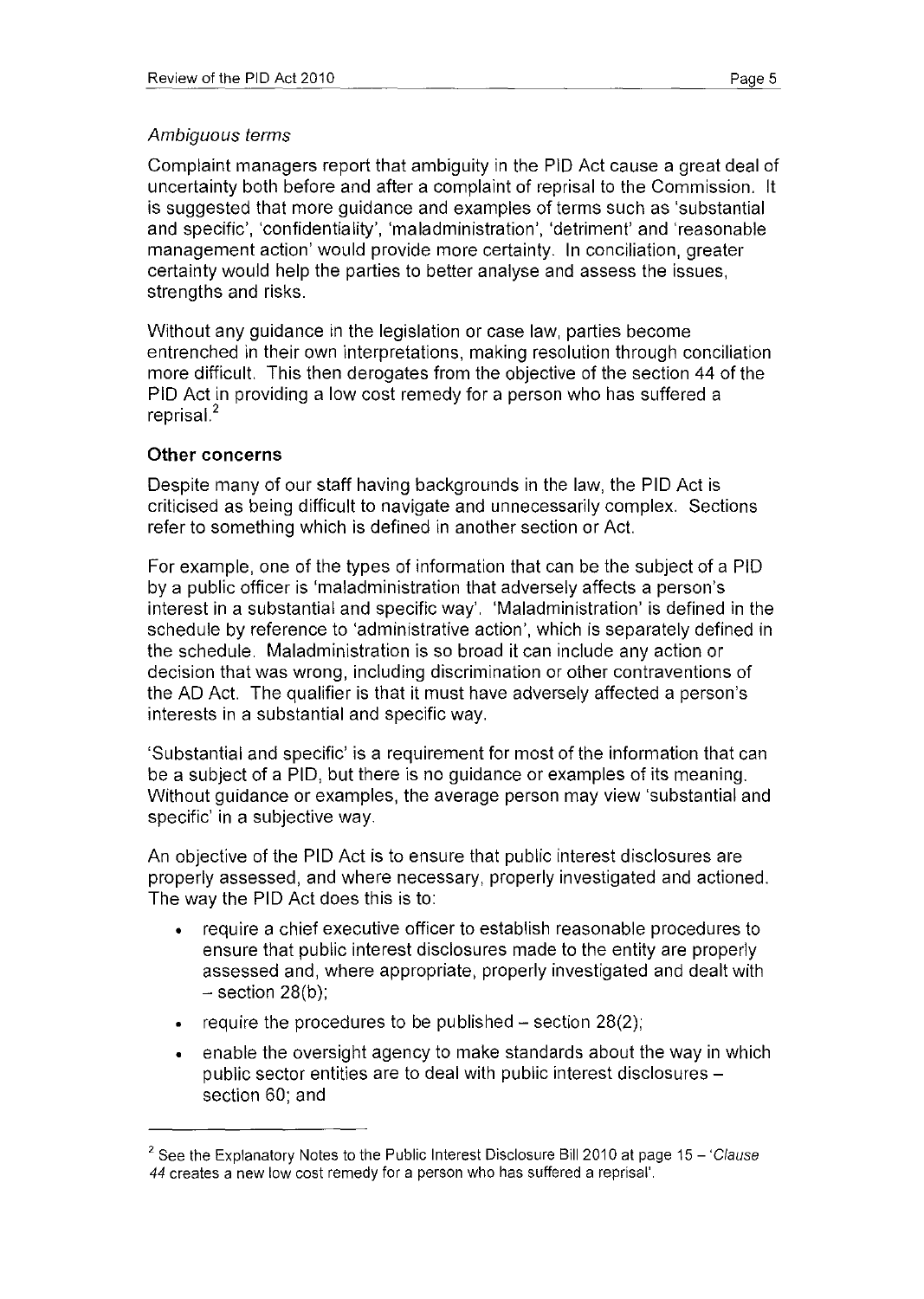*Ambiguous terms*

Complaint managers report that ambiguity in the PID Act cause a great deal of uncertainty both before and after a complaint of reprisal to the Commission. It is suggested that more guidance and examples of terms such as 'substantial and specific', 'confidentiality', 'maladministration', 'detriment' and 'reasonable management action' would provide more certainty. In conciliation, greater certainty would help the parties to better analyse and assess the issues, strengths and risks.

Without any guidance in the legislation or case law, parties become entrenched in their own interpretations, making resolution through conciliation more difficult. This then derogates from the objective of the section 44 of the PID Act in providing a low cost remedy for a person who has suffered a reprisal.[2]

**Other concerns**

Despite many of our staff having backgrounds in the law, the PID Act is criticised as being difficult to navigate and unnecessarily complex. Sections refer to something which is defined in another section or Act.

For example, one of the types of information that can be the subject of a PID by a public officer is 'maladministration that adversely affects a person's interest in a substantial and specific way'. 'Maladministration' is defined in the schedule by reference to 'administrative action', which is separately defined in the schedule. Maladministration is so broad it can include any action or decision that was wrong, including discrimination or other contraventions of the AD Act. The qualifier is that it must have adversely affected a person's interests in a substantial and specific way.

'Substantial and specific' is a requirement for most of the information that can be a subject of a PID, but there is no guidance or examples of its meaning. Without guidance or examples, the average person may view 'substantial and specific' in a subjective way.

An objective of the PID Act is to ensure that public interest disclosures are properly assessed, and where necessary, properly investigated and actioned. The way the PID Act does this is to:

- require a chief executive officer to establish reasonable procedures to ensure that public interest disclosures made to the entity are properly assessed and, where appropriate, properly investigated and dealt with – section 28(b);
- require the procedures to be published – section 28(2);
- enable the oversight agency to make standards about the way in which public sector entities are to deal with public interest disclosures – section 60; and

---

[2] See the Explanatory Notes to the Public Interest Disclosure Bill 2010 at page 15 – '*Clause 44* creates a new low cost remedy for a person who has suffered a reprisal'.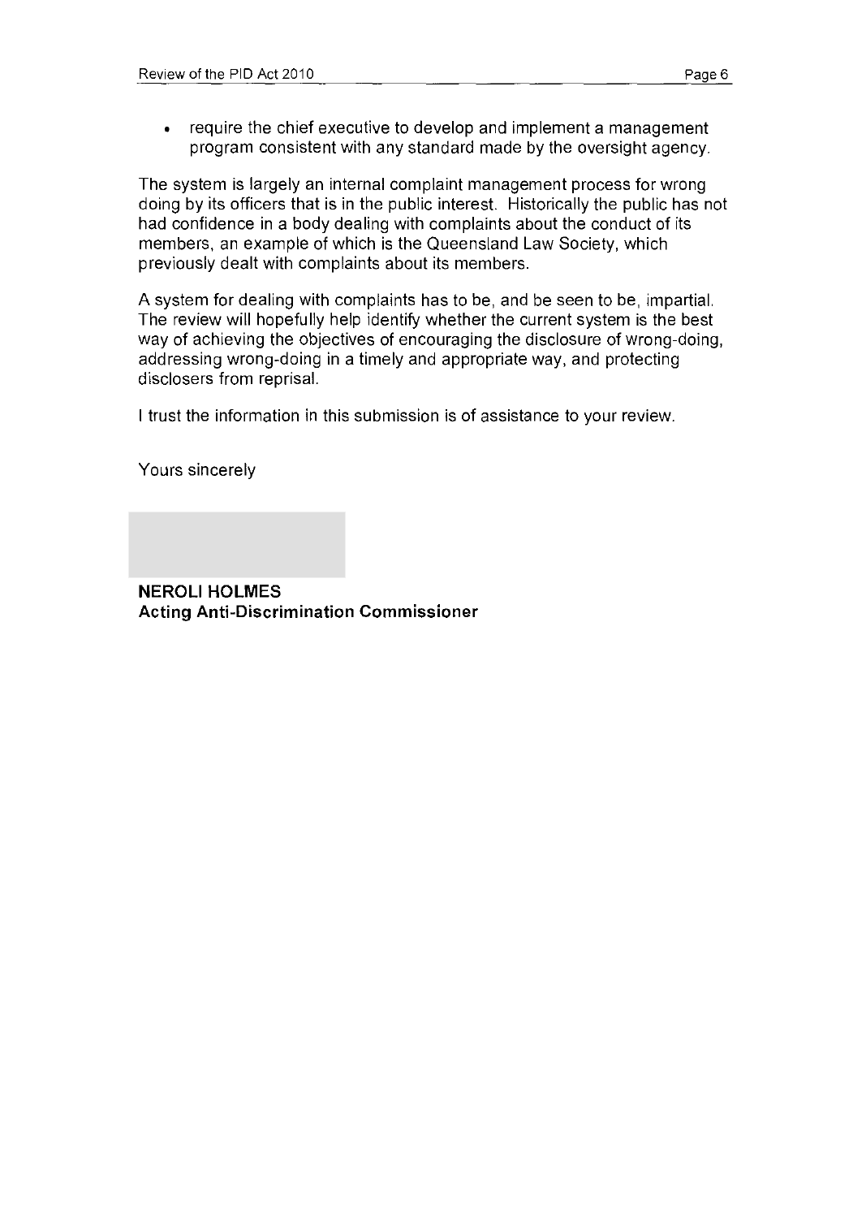- require the chief executive to develop and implement a management program consistent with any standard made by the oversight agency.

The system is largely an internal complaint management process for wrong doing by its officers that is in the public interest. Historically the public has not had confidence in a body dealing with complaints about the conduct of its members, an example of which is the Queensland Law Society, which previously dealt with complaints about its members.

A system for dealing with complaints has to be, and be seen to be, impartial. The review will hopefully help identify whether the current system is the best way of achieving the objectives of encouraging the disclosure of wrong-doing, addressing wrong-doing in a timely and appropriate way, and protecting disclosers from reprisal.

I trust the information in this submission is of assistance to your review.

Yours sincerely

**NEROLI HOLMES**
**Acting Anti-Discrimination Commissioner**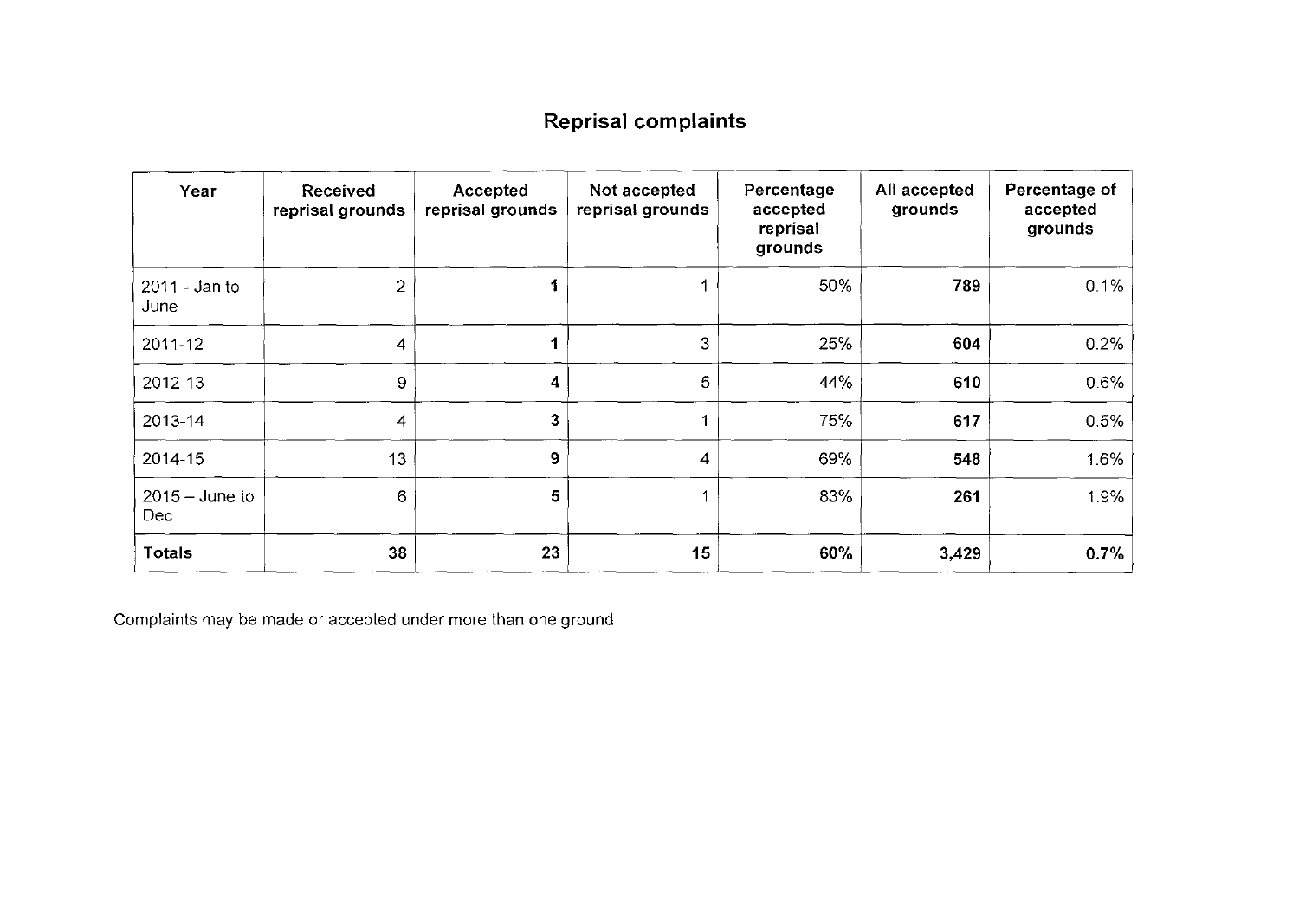## Reprisal complaints

| Year | Received reprisal grounds | Accepted reprisal grounds | Not accepted reprisal grounds | Percentage accepted reprisal grounds | All accepted grounds | Percentage of accepted grounds |
|---|---|---|---|---|---|---|
| 2011 - Jan to June | 2 | **1** | 1 | 50% | **789** | 0.1% |
| 2011-12 | 4 | **1** | 3 | 25% | **604** | 0.2% |
| 2012-13 | 9 | **4** | 5 | 44% | **610** | 0.6% |
| 2013-14 | 4 | **3** | 1 | 75% | **617** | 0.5% |
| 2014-15 | 13 | **9** | 4 | 69% | **548** | 1.6% |
| 2015 – June to Dec | 6 | **5** | 1 | 83% | **261** | 1.9% |
| **Totals** | **38** | **23** | **15** | **60%** | **3,429** | **0.7%** |

Complaints may be made or accepted under more than one ground